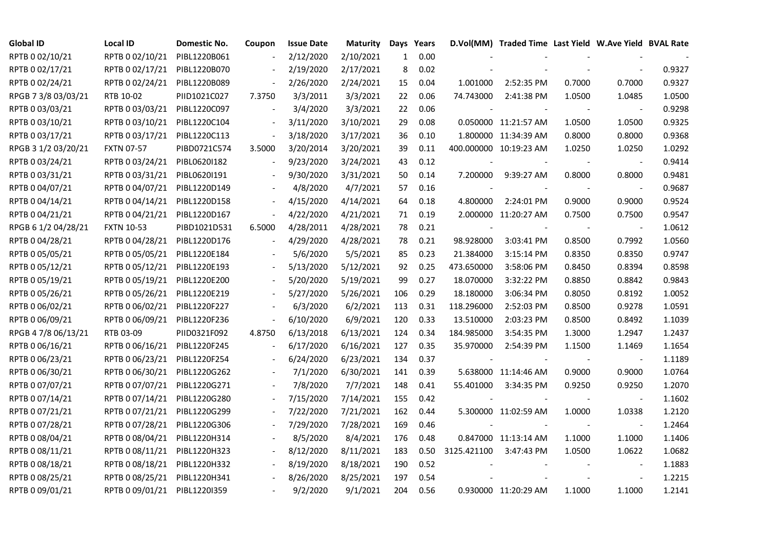| Global ID | Local ID | Domestic No. | Coupon | Issue Date | Maturity | Days | Years | D.Vol(MM) | Traded Time | Last Yield | W.Ave Yield | BVAL Rate |
|---|---|---|---|---|---|---|---|---|---|---|---|---|
| RPTB 0 02/10/21 | RPTB 0 02/10/21 | PIBL1220B061 | - | 2/12/2020 | 2/10/2021 | 1 | 0.00 | - | - | - | - | - |
| RPTB 0 02/17/21 | RPTB 0 02/17/21 | PIBL1220B070 | - | 2/19/2020 | 2/17/2021 | 8 | 0.02 | - | - | - | - | 0.9327 |
| RPTB 0 02/24/21 | RPTB 0 02/24/21 | PIBL1220B089 | - | 2/26/2020 | 2/24/2021 | 15 | 0.04 | 1.001000 | 2:52:35 PM | 0.7000 | 0.7000 | 0.9327 |
| RPGB 7 3/8 03/03/21 | RTB 10-02 | PIID1021C027 | 7.3750 | 3/3/2011 | 3/3/2021 | 22 | 0.06 | 74.743000 | 2:41:38 PM | 1.0500 | 1.0485 | 1.0500 |
| RPTB 0 03/03/21 | RPTB 0 03/03/21 | PIBL1220C097 | - | 3/4/2020 | 3/3/2021 | 22 | 0.06 | - | - | - | - | 0.9298 |
| RPTB 0 03/10/21 | RPTB 0 03/10/21 | PIBL1220C104 | - | 3/11/2020 | 3/10/2021 | 29 | 0.08 | 0.050000 | 11:21:57 AM | 1.0500 | 1.0500 | 0.9325 |
| RPTB 0 03/17/21 | RPTB 0 03/17/21 | PIBL1220C113 | - | 3/18/2020 | 3/17/2021 | 36 | 0.10 | 1.800000 | 11:34:39 AM | 0.8000 | 0.8000 | 0.9368 |
| RPGB 3 1/2 03/20/21 | FXTN 07-57 | PIBD0721C574 | 3.5000 | 3/20/2014 | 3/20/2021 | 39 | 0.11 | 400.000000 | 10:19:23 AM | 1.0250 | 1.0250 | 1.0292 |
| RPTB 0 03/24/21 | RPTB 0 03/24/21 | PIBL0620I182 | - | 9/23/2020 | 3/24/2021 | 43 | 0.12 | - | - | - | - | 0.9414 |
| RPTB 0 03/31/21 | RPTB 0 03/31/21 | PIBL0620I191 | - | 9/30/2020 | 3/31/2021 | 50 | 0.14 | 7.200000 | 9:39:27 AM | 0.8000 | 0.8000 | 0.9481 |
| RPTB 0 04/07/21 | RPTB 0 04/07/21 | PIBL1220D149 | - | 4/8/2020 | 4/7/2021 | 57 | 0.16 | - | - | - | - | 0.9687 |
| RPTB 0 04/14/21 | RPTB 0 04/14/21 | PIBL1220D158 | - | 4/15/2020 | 4/14/2021 | 64 | 0.18 | 4.800000 | 2:24:01 PM | 0.9000 | 0.9000 | 0.9524 |
| RPTB 0 04/21/21 | RPTB 0 04/21/21 | PIBL1220D167 | - | 4/22/2020 | 4/21/2021 | 71 | 0.19 | 2.000000 | 11:20:27 AM | 0.7500 | 0.7500 | 0.9547 |
| RPGB 6 1/2 04/28/21 | FXTN 10-53 | PIBD1021D531 | 6.5000 | 4/28/2011 | 4/28/2021 | 78 | 0.21 | - | - | - | - | 1.0612 |
| RPTB 0 04/28/21 | RPTB 0 04/28/21 | PIBL1220D176 | - | 4/29/2020 | 4/28/2021 | 78 | 0.21 | 98.928000 | 3:03:41 PM | 0.8500 | 0.7992 | 1.0560 |
| RPTB 0 05/05/21 | RPTB 0 05/05/21 | PIBL1220E184 | - | 5/6/2020 | 5/5/2021 | 85 | 0.23 | 21.384000 | 3:15:14 PM | 0.8350 | 0.8350 | 0.9747 |
| RPTB 0 05/12/21 | RPTB 0 05/12/21 | PIBL1220E193 | - | 5/13/2020 | 5/12/2021 | 92 | 0.25 | 473.650000 | 3:58:06 PM | 0.8450 | 0.8394 | 0.8598 |
| RPTB 0 05/19/21 | RPTB 0 05/19/21 | PIBL1220E200 | - | 5/20/2020 | 5/19/2021 | 99 | 0.27 | 18.070000 | 3:32:22 PM | 0.8850 | 0.8842 | 0.9843 |
| RPTB 0 05/26/21 | RPTB 0 05/26/21 | PIBL1220E219 | - | 5/27/2020 | 5/26/2021 | 106 | 0.29 | 18.180000 | 3:06:34 PM | 0.8050 | 0.8192 | 1.0052 |
| RPTB 0 06/02/21 | RPTB 0 06/02/21 | PIBL1220F227 | - | 6/3/2020 | 6/2/2021 | 113 | 0.31 | 118.296000 | 2:52:03 PM | 0.8500 | 0.9278 | 1.0591 |
| RPTB 0 06/09/21 | RPTB 0 06/09/21 | PIBL1220F236 | - | 6/10/2020 | 6/9/2021 | 120 | 0.33 | 13.510000 | 2:03:23 PM | 0.8500 | 0.8492 | 1.1039 |
| RPGB 4 7/8 06/13/21 | RTB 03-09 | PIID0321F092 | 4.8750 | 6/13/2018 | 6/13/2021 | 124 | 0.34 | 184.985000 | 3:54:35 PM | 1.3000 | 1.2947 | 1.2437 |
| RPTB 0 06/16/21 | RPTB 0 06/16/21 | PIBL1220F245 | - | 6/17/2020 | 6/16/2021 | 127 | 0.35 | 35.970000 | 2:54:39 PM | 1.1500 | 1.1469 | 1.1654 |
| RPTB 0 06/23/21 | RPTB 0 06/23/21 | PIBL1220F254 | - | 6/24/2020 | 6/23/2021 | 134 | 0.37 | - | - | - | - | 1.1189 |
| RPTB 0 06/30/21 | RPTB 0 06/30/21 | PIBL1220G262 | - | 7/1/2020 | 6/30/2021 | 141 | 0.39 | 5.638000 | 11:14:46 AM | 0.9000 | 0.9000 | 1.0764 |
| RPTB 0 07/07/21 | RPTB 0 07/07/21 | PIBL1220G271 | - | 7/8/2020 | 7/7/2021 | 148 | 0.41 | 55.401000 | 3:34:35 PM | 0.9250 | 0.9250 | 1.2070 |
| RPTB 0 07/14/21 | RPTB 0 07/14/21 | PIBL1220G280 | - | 7/15/2020 | 7/14/2021 | 155 | 0.42 | - | - | - | - | 1.1602 |
| RPTB 0 07/21/21 | RPTB 0 07/21/21 | PIBL1220G299 | - | 7/22/2020 | 7/21/2021 | 162 | 0.44 | 5.300000 | 11:02:59 AM | 1.0000 | 1.0338 | 1.2120 |
| RPTB 0 07/28/21 | RPTB 0 07/28/21 | PIBL1220G306 | - | 7/29/2020 | 7/28/2021 | 169 | 0.46 | - | - | - | - | 1.2464 |
| RPTB 0 08/04/21 | RPTB 0 08/04/21 | PIBL1220H314 | - | 8/5/2020 | 8/4/2021 | 176 | 0.48 | 0.847000 | 11:13:14 AM | 1.1000 | 1.1000 | 1.1406 |
| RPTB 0 08/11/21 | RPTB 0 08/11/21 | PIBL1220H323 | - | 8/12/2020 | 8/11/2021 | 183 | 0.50 | 3125.421100 | 3:47:43 PM | 1.0500 | 1.0622 | 1.0682 |
| RPTB 0 08/18/21 | RPTB 0 08/18/21 | PIBL1220H332 | - | 8/19/2020 | 8/18/2021 | 190 | 0.52 | - | - | - | - | 1.1883 |
| RPTB 0 08/25/21 | RPTB 0 08/25/21 | PIBL1220H341 | - | 8/26/2020 | 8/25/2021 | 197 | 0.54 | - | - | - | - | 1.2215 |
| RPTB 0 09/01/21 | RPTB 0 09/01/21 | PIBL1220I359 | - | 9/2/2020 | 9/1/2021 | 204 | 0.56 | 0.930000 | 11:20:29 AM | 1.1000 | 1.1000 | 1.2141 |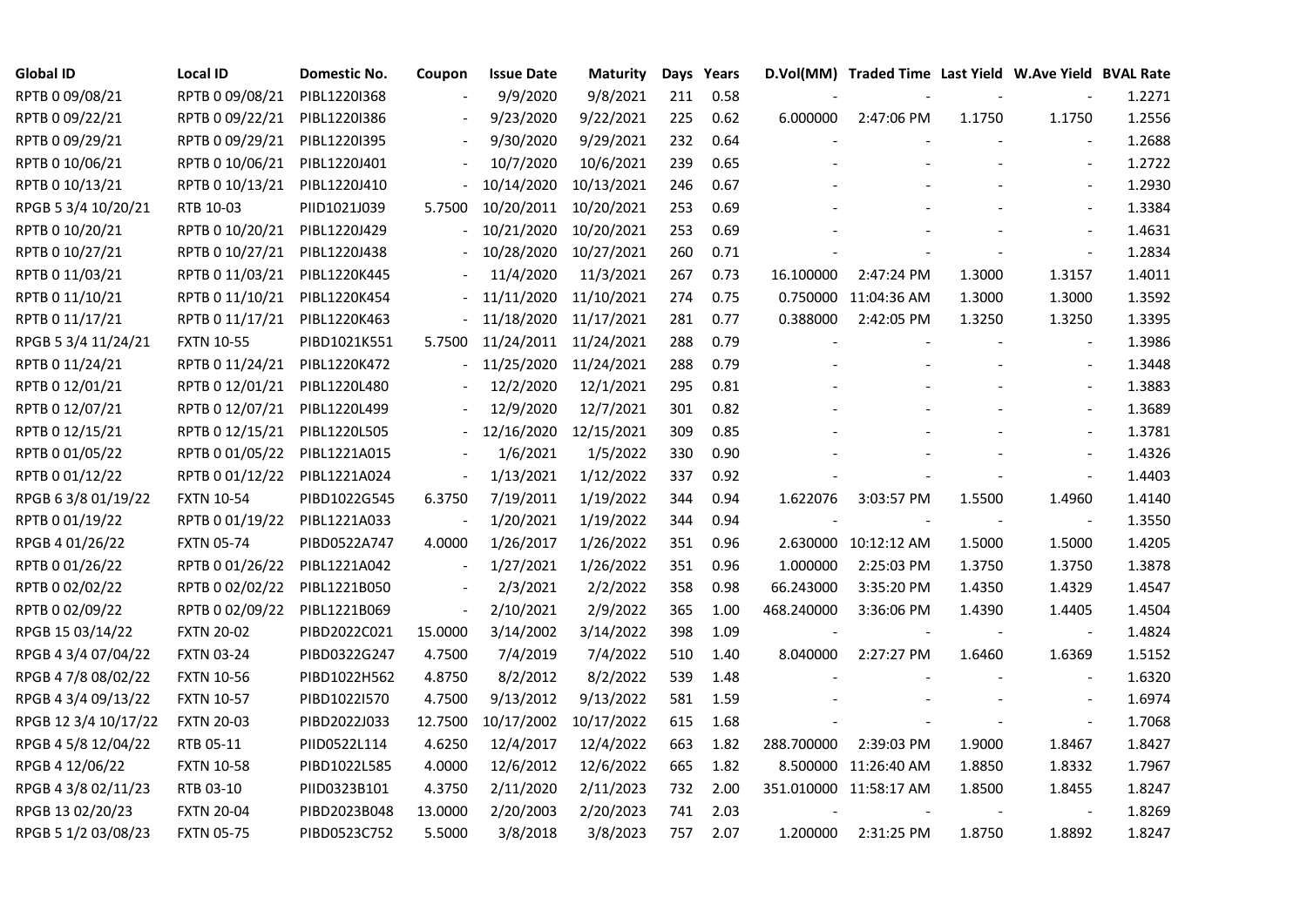| Global ID | Local ID | Domestic No. | Coupon | Issue Date | Maturity | Days | Years | D.Vol(MM) | Traded Time | Last Yield | W.Ave Yield | BVAL Rate |
|---|---|---|---|---|---|---|---|---|---|---|---|---|
| RPTB 0 09/08/21 | RPTB 0 09/08/21 | PIBL1220I368 | - | 9/9/2020 | 9/8/2021 | 211 | 0.58 | - | - | - | - | 1.2271 |
| RPTB 0 09/22/21 | RPTB 0 09/22/21 | PIBL1220I386 | - | 9/23/2020 | 9/22/2021 | 225 | 0.62 | 6.000000 | 2:47:06 PM | 1.1750 | 1.1750 | 1.2556 |
| RPTB 0 09/29/21 | RPTB 0 09/29/21 | PIBL1220I395 | - | 9/30/2020 | 9/29/2021 | 232 | 0.64 | - | - | - | - | 1.2688 |
| RPTB 0 10/06/21 | RPTB 0 10/06/21 | PIBL1220J401 | - | 10/7/2020 | 10/6/2021 | 239 | 0.65 | - | - | - | - | 1.2722 |
| RPTB 0 10/13/21 | RPTB 0 10/13/21 | PIBL1220J410 | - | 10/14/2020 | 10/13/2021 | 246 | 0.67 | - | - | - | - | 1.2930 |
| RPGB 5 3/4 10/20/21 | RTB 10-03 | PIID1021J039 | 5.7500 | 10/20/2011 | 10/20/2021 | 253 | 0.69 | - | - | - | - | 1.3384 |
| RPTB 0 10/20/21 | RPTB 0 10/20/21 | PIBL1220J429 | - | 10/21/2020 | 10/20/2021 | 253 | 0.69 | - | - | - | - | 1.4631 |
| RPTB 0 10/27/21 | RPTB 0 10/27/21 | PIBL1220J438 | - | 10/28/2020 | 10/27/2021 | 260 | 0.71 | - | - | - | - | 1.2834 |
| RPTB 0 11/03/21 | RPTB 0 11/03/21 | PIBL1220K445 | - | 11/4/2020 | 11/3/2021 | 267 | 0.73 | 16.100000 | 2:47:24 PM | 1.3000 | 1.3157 | 1.4011 |
| RPTB 0 11/10/21 | RPTB 0 11/10/21 | PIBL1220K454 | - | 11/11/2020 | 11/10/2021 | 274 | 0.75 | 0.750000 | 11:04:36 AM | 1.3000 | 1.3000 | 1.3592 |
| RPTB 0 11/17/21 | RPTB 0 11/17/21 | PIBL1220K463 | - | 11/18/2020 | 11/17/2021 | 281 | 0.77 | 0.388000 | 2:42:05 PM | 1.3250 | 1.3250 | 1.3395 |
| RPGB 5 3/4 11/24/21 | FXTN 10-55 | PIBD1021K551 | 5.7500 | 11/24/2011 | 11/24/2021 | 288 | 0.79 | - | - | - | - | 1.3986 |
| RPTB 0 11/24/21 | RPTB 0 11/24/21 | PIBL1220K472 | - | 11/25/2020 | 11/24/2021 | 288 | 0.79 | - | - | - | - | 1.3448 |
| RPTB 0 12/01/21 | RPTB 0 12/01/21 | PIBL1220L480 | - | 12/2/2020 | 12/1/2021 | 295 | 0.81 | - | - | - | - | 1.3883 |
| RPTB 0 12/07/21 | RPTB 0 12/07/21 | PIBL1220L499 | - | 12/9/2020 | 12/7/2021 | 301 | 0.82 | - | - | - | - | 1.3689 |
| RPTB 0 12/15/21 | RPTB 0 12/15/21 | PIBL1220L505 | - | 12/16/2020 | 12/15/2021 | 309 | 0.85 | - | - | - | - | 1.3781 |
| RPTB 0 01/05/22 | RPTB 0 01/05/22 | PIBL1221A015 | - | 1/6/2021 | 1/5/2022 | 330 | 0.90 | - | - | - | - | 1.4326 |
| RPTB 0 01/12/22 | RPTB 0 01/12/22 | PIBL1221A024 | - | 1/13/2021 | 1/12/2022 | 337 | 0.92 | - | - | - | - | 1.4403 |
| RPGB 6 3/8 01/19/22 | FXTN 10-54 | PIBD1022G545 | 6.3750 | 7/19/2011 | 1/19/2022 | 344 | 0.94 | 1.622076 | 3:03:57 PM | 1.5500 | 1.4960 | 1.4140 |
| RPTB 0 01/19/22 | RPTB 0 01/19/22 | PIBL1221A033 | - | 1/20/2021 | 1/19/2022 | 344 | 0.94 | - | - | - | - | 1.3550 |
| RPGB 4 01/26/22 | FXTN 05-74 | PIBD0522A747 | 4.0000 | 1/26/2017 | 1/26/2022 | 351 | 0.96 | 2.630000 | 10:12:12 AM | 1.5000 | 1.5000 | 1.4205 |
| RPTB 0 01/26/22 | RPTB 0 01/26/22 | PIBL1221A042 | - | 1/27/2021 | 1/26/2022 | 351 | 0.96 | 1.000000 | 2:25:03 PM | 1.3750 | 1.3750 | 1.3878 |
| RPTB 0 02/02/22 | RPTB 0 02/02/22 | PIBL1221B050 | - | 2/3/2021 | 2/2/2022 | 358 | 0.98 | 66.243000 | 3:35:20 PM | 1.4350 | 1.4329 | 1.4547 |
| RPTB 0 02/09/22 | RPTB 0 02/09/22 | PIBL1221B069 | - | 2/10/2021 | 2/9/2022 | 365 | 1.00 | 468.240000 | 3:36:06 PM | 1.4390 | 1.4405 | 1.4504 |
| RPGB 15 03/14/22 | FXTN 20-02 | PIBD2022C021 | 15.0000 | 3/14/2002 | 3/14/2022 | 398 | 1.09 | - | - | - | - | 1.4824 |
| RPGB 4 3/4 07/04/22 | FXTN 03-24 | PIBD0322G247 | 4.7500 | 7/4/2019 | 7/4/2022 | 510 | 1.40 | 8.040000 | 2:27:27 PM | 1.6460 | 1.6369 | 1.5152 |
| RPGB 4 7/8 08/02/22 | FXTN 10-56 | PIBD1022H562 | 4.8750 | 8/2/2012 | 8/2/2022 | 539 | 1.48 | - | - | - | - | 1.6320 |
| RPGB 4 3/4 09/13/22 | FXTN 10-57 | PIBD1022I570 | 4.7500 | 9/13/2012 | 9/13/2022 | 581 | 1.59 | - | - | - | - | 1.6974 |
| RPGB 12 3/4 10/17/22 | FXTN 20-03 | PIBD2022J033 | 12.7500 | 10/17/2002 | 10/17/2022 | 615 | 1.68 | - | - | - | - | 1.7068 |
| RPGB 4 5/8 12/04/22 | RTB 05-11 | PIID0522L114 | 4.6250 | 12/4/2017 | 12/4/2022 | 663 | 1.82 | 288.700000 | 2:39:03 PM | 1.9000 | 1.8467 | 1.8427 |
| RPGB 4 12/06/22 | FXTN 10-58 | PIBD1022L585 | 4.0000 | 12/6/2012 | 12/6/2022 | 665 | 1.82 | 8.500000 | 11:26:40 AM | 1.8850 | 1.8332 | 1.7967 |
| RPGB 4 3/8 02/11/23 | RTB 03-10 | PIID0323B101 | 4.3750 | 2/11/2020 | 2/11/2023 | 732 | 2.00 | 351.010000 | 11:58:17 AM | 1.8500 | 1.8455 | 1.8247 |
| RPGB 13 02/20/23 | FXTN 20-04 | PIBD2023B048 | 13.0000 | 2/20/2003 | 2/20/2023 | 741 | 2.03 | - | - | - | - | 1.8269 |
| RPGB 5 1/2 03/08/23 | FXTN 05-75 | PIBD0523C752 | 5.5000 | 3/8/2018 | 3/8/2023 | 757 | 2.07 | 1.200000 | 2:31:25 PM | 1.8750 | 1.8892 | 1.8247 |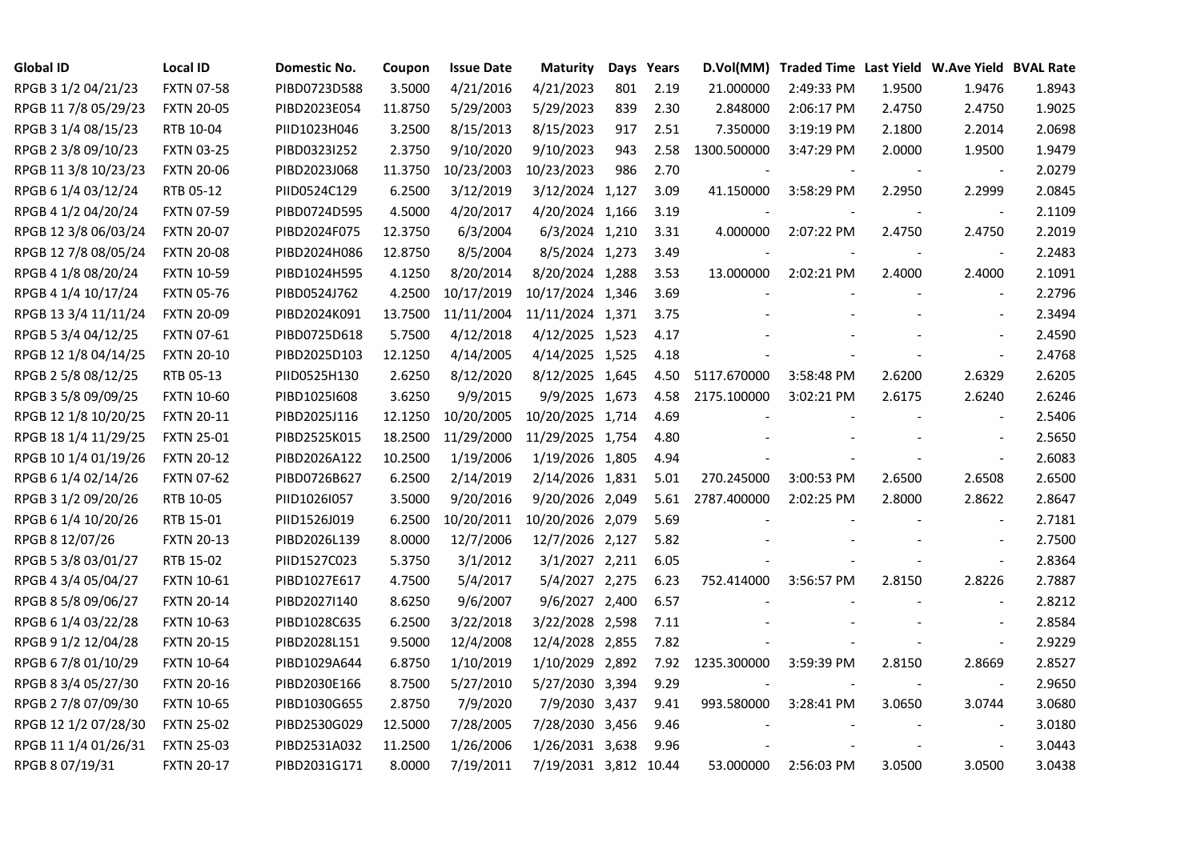| Global ID | Local ID | Domestic No. | Coupon | Issue Date | Maturity | Days | Years | D.Vol(MM) | Traded Time | Last Yield | W.Ave Yield | BVAL Rate |
|---|---|---|---|---|---|---|---|---|---|---|---|---|
| RPGB 3 1/2 04/21/23 | FXTN 07-58 | PIBD0723D588 | 3.5000 | 4/21/2016 | 4/21/2023 | 801 | 2.19 | 21.000000 | 2:49:33 PM | 1.9500 | 1.9476 | 1.8943 |
| RPGB 11 7/8 05/29/23 | FXTN 20-05 | PIBD2023E054 | 11.8750 | 5/29/2003 | 5/29/2023 | 839 | 2.30 | 2.848000 | 2:06:17 PM | 2.4750 | 2.4750 | 1.9025 |
| RPGB 3 1/4 08/15/23 | RTB 10-04 | PIID1023H046 | 3.2500 | 8/15/2013 | 8/15/2023 | 917 | 2.51 | 7.350000 | 3:19:19 PM | 2.1800 | 2.2014 | 2.0698 |
| RPGB 2 3/8 09/10/23 | FXTN 03-25 | PIBD0323I252 | 2.3750 | 9/10/2020 | 9/10/2023 | 943 | 2.58 | 1300.500000 | 3:47:29 PM | 2.0000 | 1.9500 | 1.9479 |
| RPGB 11 3/8 10/23/23 | FXTN 20-06 | PIBD2023J068 | 11.3750 | 10/23/2003 | 10/23/2023 | 986 | 2.70 | - | - | - | - | 2.0279 |
| RPGB 6 1/4 03/12/24 | RTB 05-12 | PIID0524C129 | 6.2500 | 3/12/2019 | 3/12/2024 | 1,127 | 3.09 | 41.150000 | 3:58:29 PM | 2.2950 | 2.2999 | 2.0845 |
| RPGB 4 1/2 04/20/24 | FXTN 07-59 | PIBD0724D595 | 4.5000 | 4/20/2017 | 4/20/2024 | 1,166 | 3.19 | - | - | - | - | 2.1109 |
| RPGB 12 3/8 06/03/24 | FXTN 20-07 | PIBD2024F075 | 12.3750 | 6/3/2004 | 6/3/2024 | 1,210 | 3.31 | 4.000000 | 2:07:22 PM | 2.4750 | 2.4750 | 2.2019 |
| RPGB 12 7/8 08/05/24 | FXTN 20-08 | PIBD2024H086 | 12.8750 | 8/5/2004 | 8/5/2024 | 1,273 | 3.49 | - | - | - | - | 2.2483 |
| RPGB 4 1/8 08/20/24 | FXTN 10-59 | PIBD1024H595 | 4.1250 | 8/20/2014 | 8/20/2024 | 1,288 | 3.53 | 13.000000 | 2:02:21 PM | 2.4000 | 2.4000 | 2.1091 |
| RPGB 4 1/4 10/17/24 | FXTN 05-76 | PIBD0524J762 | 4.2500 | 10/17/2019 | 10/17/2024 | 1,346 | 3.69 | - | - | - | - | 2.2796 |
| RPGB 13 3/4 11/11/24 | FXTN 20-09 | PIBD2024K091 | 13.7500 | 11/11/2004 | 11/11/2024 | 1,371 | 3.75 | - | - | - | - | 2.3494 |
| RPGB 5 3/4 04/12/25 | FXTN 07-61 | PIBD0725D618 | 5.7500 | 4/12/2018 | 4/12/2025 | 1,523 | 4.17 | - | - | - | - | 2.4590 |
| RPGB 12 1/8 04/14/25 | FXTN 20-10 | PIBD2025D103 | 12.1250 | 4/14/2005 | 4/14/2025 | 1,525 | 4.18 | - | - | - | - | 2.4768 |
| RPGB 2 5/8 08/12/25 | RTB 05-13 | PIID0525H130 | 2.6250 | 8/12/2020 | 8/12/2025 | 1,645 | 4.50 | 5117.670000 | 3:58:48 PM | 2.6200 | 2.6329 | 2.6205 |
| RPGB 3 5/8 09/09/25 | FXTN 10-60 | PIBD1025I608 | 3.6250 | 9/9/2015 | 9/9/2025 | 1,673 | 4.58 | 2175.100000 | 3:02:21 PM | 2.6175 | 2.6240 | 2.6246 |
| RPGB 12 1/8 10/20/25 | FXTN 20-11 | PIBD2025J116 | 12.1250 | 10/20/2005 | 10/20/2025 | 1,714 | 4.69 | - | - | - | - | 2.5406 |
| RPGB 18 1/4 11/29/25 | FXTN 25-01 | PIBD2525K015 | 18.2500 | 11/29/2000 | 11/29/2025 | 1,754 | 4.80 | - | - | - | - | 2.5650 |
| RPGB 10 1/4 01/19/26 | FXTN 20-12 | PIBD2026A122 | 10.2500 | 1/19/2006 | 1/19/2026 | 1,805 | 4.94 | - | - | - | - | 2.6083 |
| RPGB 6 1/4 02/14/26 | FXTN 07-62 | PIBD0726B627 | 6.2500 | 2/14/2019 | 2/14/2026 | 1,831 | 5.01 | 270.245000 | 3:00:53 PM | 2.6500 | 2.6508 | 2.6500 |
| RPGB 3 1/2 09/20/26 | RTB 10-05 | PIID1026I057 | 3.5000 | 9/20/2016 | 9/20/2026 | 2,049 | 5.61 | 2787.400000 | 2:02:25 PM | 2.8000 | 2.8622 | 2.8647 |
| RPGB 6 1/4 10/20/26 | RTB 15-01 | PIID1526J019 | 6.2500 | 10/20/2011 | 10/20/2026 | 2,079 | 5.69 | - | - | - | - | 2.7181 |
| RPGB 8 12/07/26 | FXTN 20-13 | PIBD2026L139 | 8.0000 | 12/7/2006 | 12/7/2026 | 2,127 | 5.82 | - | - | - | - | 2.7500 |
| RPGB 5 3/8 03/01/27 | RTB 15-02 | PIID1527C023 | 5.3750 | 3/1/2012 | 3/1/2027 | 2,211 | 6.05 | - | - | - | - | 2.8364 |
| RPGB 4 3/4 05/04/27 | FXTN 10-61 | PIBD1027E617 | 4.7500 | 5/4/2017 | 5/4/2027 | 2,275 | 6.23 | 752.414000 | 3:56:57 PM | 2.8150 | 2.8226 | 2.7887 |
| RPGB 8 5/8 09/06/27 | FXTN 20-14 | PIBD2027I140 | 8.6250 | 9/6/2007 | 9/6/2027 | 2,400 | 6.57 | - | - | - | - | 2.8212 |
| RPGB 6 1/4 03/22/28 | FXTN 10-63 | PIBD1028C635 | 6.2500 | 3/22/2018 | 3/22/2028 | 2,598 | 7.11 | - | - | - | - | 2.8584 |
| RPGB 9 1/2 12/04/28 | FXTN 20-15 | PIBD2028L151 | 9.5000 | 12/4/2008 | 12/4/2028 | 2,855 | 7.82 | - | - | - | - | 2.9229 |
| RPGB 6 7/8 01/10/29 | FXTN 10-64 | PIBD1029A644 | 6.8750 | 1/10/2019 | 1/10/2029 | 2,892 | 7.92 | 1235.300000 | 3:59:39 PM | 2.8150 | 2.8669 | 2.8527 |
| RPGB 8 3/4 05/27/30 | FXTN 20-16 | PIBD2030E166 | 8.7500 | 5/27/2010 | 5/27/2030 | 3,394 | 9.29 | - | - | - | - | 2.9650 |
| RPGB 2 7/8 07/09/30 | FXTN 10-65 | PIBD1030G655 | 2.8750 | 7/9/2020 | 7/9/2030 | 3,437 | 9.41 | 993.580000 | 3:28:41 PM | 3.0650 | 3.0744 | 3.0680 |
| RPGB 12 1/2 07/28/30 | FXTN 25-02 | PIBD2530G029 | 12.5000 | 7/28/2005 | 7/28/2030 | 3,456 | 9.46 | - | - | - | - | 3.0180 |
| RPGB 11 1/4 01/26/31 | FXTN 25-03 | PIBD2531A032 | 11.2500 | 1/26/2006 | 1/26/2031 | 3,638 | 9.96 | - | - | - | - | 3.0443 |
| RPGB 8 07/19/31 | FXTN 20-17 | PIBD2031G171 | 8.0000 | 7/19/2011 | 7/19/2031 | 3,812 | 10.44 | 53.000000 | 2:56:03 PM | 3.0500 | 3.0500 | 3.0438 |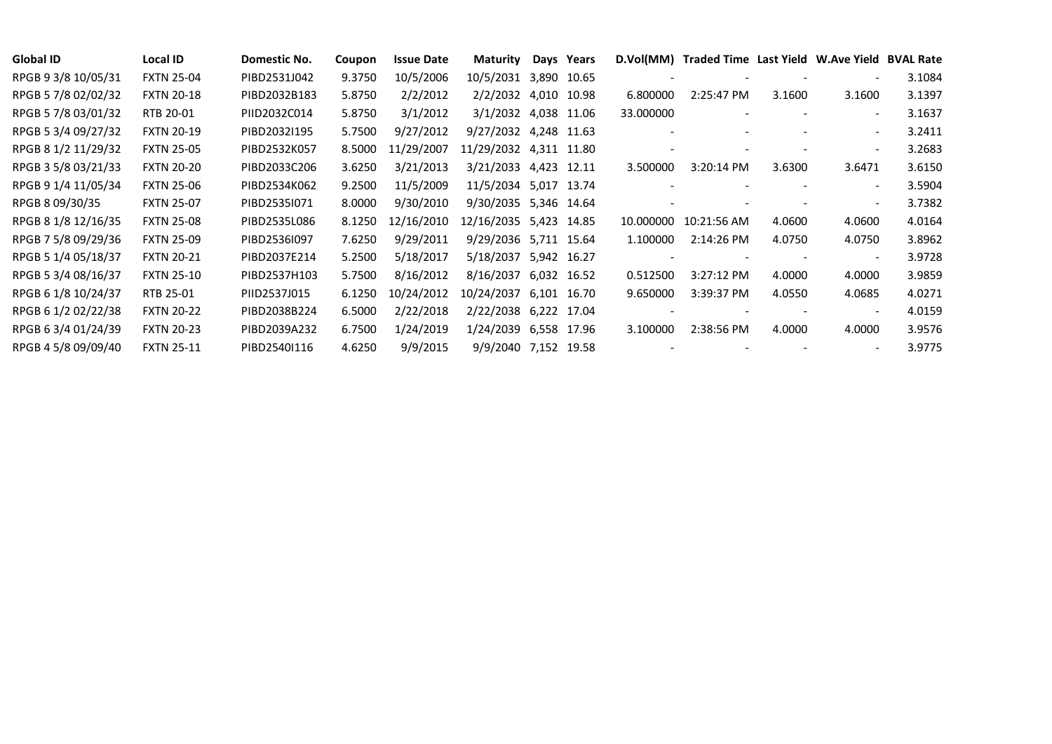| Global ID | Local ID | Domestic No. | Coupon | Issue Date | Maturity | Days | Years | D.Vol(MM) | Traded Time | Last Yield | W.Ave Yield | BVAL Rate |
|---|---|---|---|---|---|---|---|---|---|---|---|---|
| RPGB 9 3/8 10/05/31 | FXTN 25-04 | PIBD2531J042 | 9.3750 | 10/5/2006 | 10/5/2031 | 3,890 | 10.65 | - | - | - | - | 3.1084 |
| RPGB 5 7/8 02/02/32 | FXTN 20-18 | PIBD2032B183 | 5.8750 | 2/2/2012 | 2/2/2032 | 4,010 | 10.98 | 6.800000 | 2:25:47 PM | 3.1600 | 3.1600 | 3.1397 |
| RPGB 5 7/8 03/01/32 | RTB 20-01 | PIID2032C014 | 5.8750 | 3/1/2012 | 3/1/2032 | 4,038 | 11.06 | 33.000000 | - | - | - | 3.1637 |
| RPGB 5 3/4 09/27/32 | FXTN 20-19 | PIBD2032I195 | 5.7500 | 9/27/2012 | 9/27/2032 | 4,248 | 11.63 | - | - | - | - | 3.2411 |
| RPGB 8 1/2 11/29/32 | FXTN 25-05 | PIBD2532K057 | 8.5000 | 11/29/2007 | 11/29/2032 | 4,311 | 11.80 | - | - | - | - | 3.2683 |
| RPGB 3 5/8 03/21/33 | FXTN 20-20 | PIBD2033C206 | 3.6250 | 3/21/2013 | 3/21/2033 | 4,423 | 12.11 | 3.500000 | 3:20:14 PM | 3.6300 | 3.6471 | 3.6150 |
| RPGB 9 1/4 11/05/34 | FXTN 25-06 | PIBD2534K062 | 9.2500 | 11/5/2009 | 11/5/2034 | 5,017 | 13.74 | - | - | - | - | 3.5904 |
| RPGB 8 09/30/35 | FXTN 25-07 | PIBD2535I071 | 8.0000 | 9/30/2010 | 9/30/2035 | 5,346 | 14.64 | - | - | - | - | 3.7382 |
| RPGB 8 1/8 12/16/35 | FXTN 25-08 | PIBD2535L086 | 8.1250 | 12/16/2010 | 12/16/2035 | 5,423 | 14.85 | 10.000000 | 10:21:56 AM | 4.0600 | 4.0600 | 4.0164 |
| RPGB 7 5/8 09/29/36 | FXTN 25-09 | PIBD2536I097 | 7.6250 | 9/29/2011 | 9/29/2036 | 5,711 | 15.64 | 1.100000 | 2:14:26 PM | 4.0750 | 4.0750 | 3.8962 |
| RPGB 5 1/4 05/18/37 | FXTN 20-21 | PIBD2037E214 | 5.2500 | 5/18/2017 | 5/18/2037 | 5,942 | 16.27 | - | - | - | - | 3.9728 |
| RPGB 5 3/4 08/16/37 | FXTN 25-10 | PIBD2537H103 | 5.7500 | 8/16/2012 | 8/16/2037 | 6,032 | 16.52 | 0.512500 | 3:27:12 PM | 4.0000 | 4.0000 | 3.9859 |
| RPGB 6 1/8 10/24/37 | RTB 25-01 | PIID2537J015 | 6.1250 | 10/24/2012 | 10/24/2037 | 6,101 | 16.70 | 9.650000 | 3:39:37 PM | 4.0550 | 4.0685 | 4.0271 |
| RPGB 6 1/2 02/22/38 | FXTN 20-22 | PIBD2038B224 | 6.5000 | 2/22/2018 | 2/22/2038 | 6,222 | 17.04 | - | - | - | - | 4.0159 |
| RPGB 6 3/4 01/24/39 | FXTN 20-23 | PIBD2039A232 | 6.7500 | 1/24/2019 | 1/24/2039 | 6,558 | 17.96 | 3.100000 | 2:38:56 PM | 4.0000 | 4.0000 | 3.9576 |
| RPGB 4 5/8 09/09/40 | FXTN 25-11 | PIBD2540I116 | 4.6250 | 9/9/2015 | 9/9/2040 | 7,152 | 19.58 | - | - | - | - | 3.9775 |